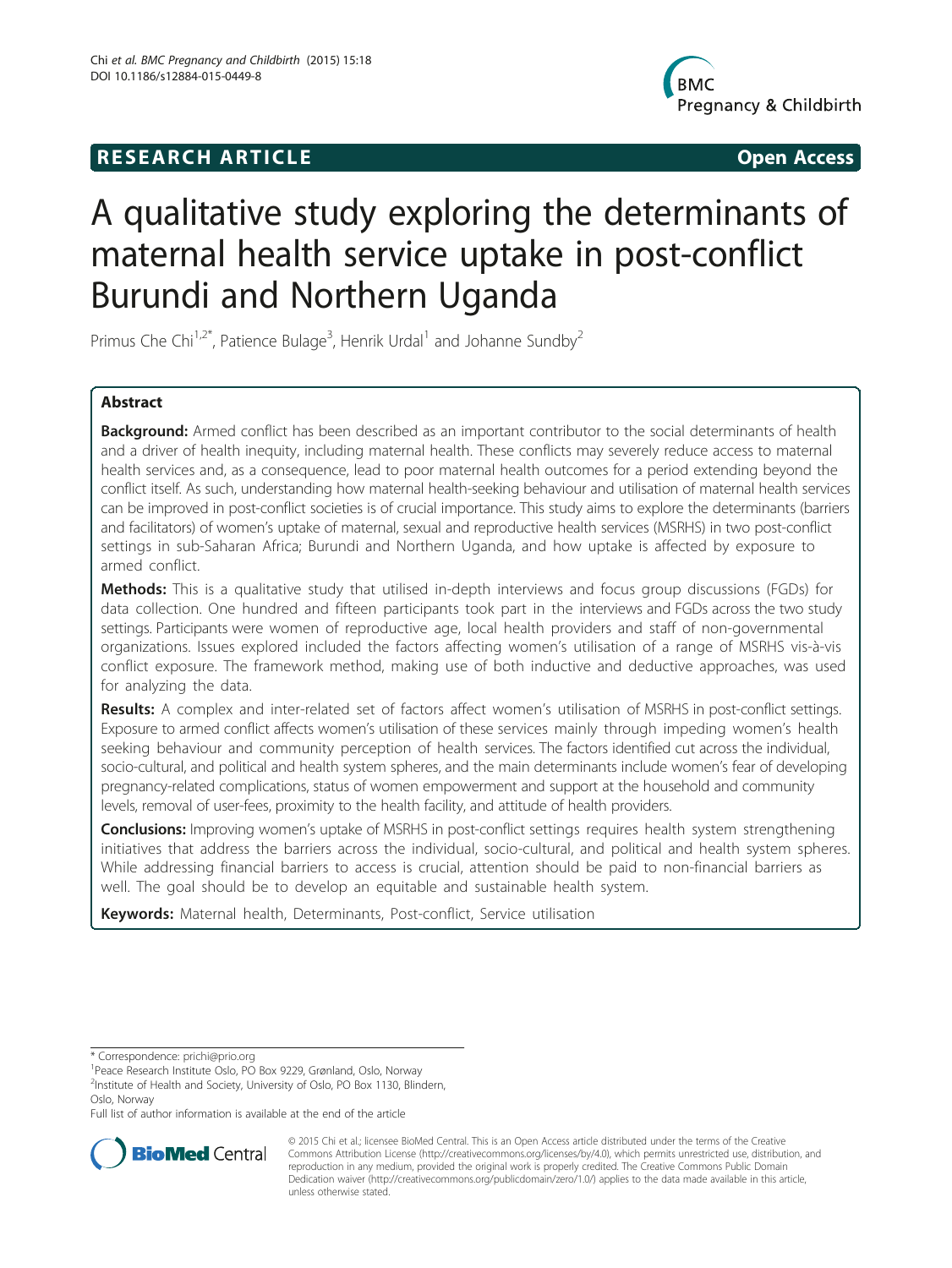**RESEARCH ARTICLE** **Open Access**

# A qualitative study exploring the determinants of maternal health service uptake in post-conflict Burundi and Northern Uganda

Primus Che Chi[1,2*], Patience Bulage[3], Henrik Urdal[1] and Johanne Sundby[2]

## Abstract

**Background:** Armed conflict has been described as an important contributor to the social determinants of health and a driver of health inequity, including maternal health. These conflicts may severely reduce access to maternal health services and, as a consequence, lead to poor maternal health outcomes for a period extending beyond the conflict itself. As such, understanding how maternal health-seeking behaviour and utilisation of maternal health services can be improved in post-conflict societies is of crucial importance. This study aims to explore the determinants (barriers and facilitators) of women's uptake of maternal, sexual and reproductive health services (MSRHS) in two post-conflict settings in sub-Saharan Africa; Burundi and Northern Uganda, and how uptake is affected by exposure to armed conflict.

**Methods:** This is a qualitative study that utilised in-depth interviews and focus group discussions (FGDs) for data collection. One hundred and fifteen participants took part in the interviews and FGDs across the two study settings. Participants were women of reproductive age, local health providers and staff of non-governmental organizations. Issues explored included the factors affecting women's utilisation of a range of MSRHS vis-à-vis conflict exposure. The framework method, making use of both inductive and deductive approaches, was used for analyzing the data.

**Results:** A complex and inter-related set of factors affect women's utilisation of MSRHS in post-conflict settings. Exposure to armed conflict affects women's utilisation of these services mainly through impeding women's health seeking behaviour and community perception of health services. The factors identified cut across the individual, socio-cultural, and political and health system spheres, and the main determinants include women's fear of developing pregnancy-related complications, status of women empowerment and support at the household and community levels, removal of user-fees, proximity to the health facility, and attitude of health providers.

**Conclusions:** Improving women's uptake of MSRHS in post-conflict settings requires health system strengthening initiatives that address the barriers across the individual, socio-cultural, and political and health system spheres. While addressing financial barriers to access is crucial, attention should be paid to non-financial barriers as well. The goal should be to develop an equitable and sustainable health system.

**Keywords:** Maternal health, Determinants, Post-conflict, Service utilisation

\* Correspondence: prichi@prio.org
[1]Peace Research Institute Oslo, PO Box 9229, Grønland, Oslo, Norway
[2]Institute of Health and Society, University of Oslo, PO Box 1130, Blindern, Oslo, Norway
Full list of author information is available at the end of the article

© 2015 Chi et al.; licensee BioMed Central. This is an Open Access article distributed under the terms of the Creative Commons Attribution License (http://creativecommons.org/licenses/by/4.0), which permits unrestricted use, distribution, and reproduction in any medium, provided the original work is properly credited. The Creative Commons Public Domain Dedication waiver (http://creativecommons.org/publicdomain/zero/1.0/) applies to the data made available in this article, unless otherwise stated.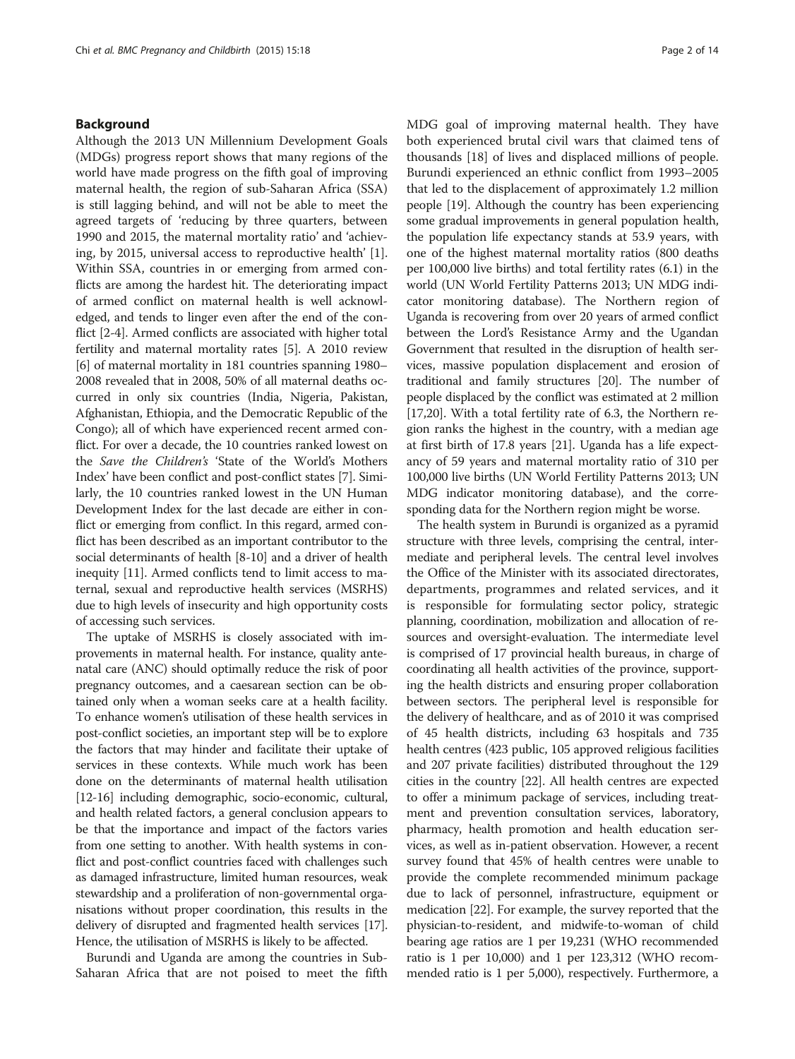## Background

Although the 2013 UN Millennium Development Goals (MDGs) progress report shows that many regions of the world have made progress on the fifth goal of improving maternal health, the region of sub-Saharan Africa (SSA) is still lagging behind, and will not be able to meet the agreed targets of 'reducing by three quarters, between 1990 and 2015, the maternal mortality ratio' and 'achieving, by 2015, universal access to reproductive health' [1]. Within SSA, countries in or emerging from armed conflicts are among the hardest hit. The deteriorating impact of armed conflict on maternal health is well acknowledged, and tends to linger even after the end of the conflict [2-4]. Armed conflicts are associated with higher total fertility and maternal mortality rates [5]. A 2010 review [6] of maternal mortality in 181 countries spanning 1980–2008 revealed that in 2008, 50% of all maternal deaths occurred in only six countries (India, Nigeria, Pakistan, Afghanistan, Ethiopia, and the Democratic Republic of the Congo); all of which have experienced recent armed conflict. For over a decade, the 10 countries ranked lowest on the *Save the Children's* 'State of the World's Mothers Index' have been conflict and post-conflict states [7]. Similarly, the 10 countries ranked lowest in the UN Human Development Index for the last decade are either in conflict or emerging from conflict. In this regard, armed conflict has been described as an important contributor to the social determinants of health [8-10] and a driver of health inequity [11]. Armed conflicts tend to limit access to maternal, sexual and reproductive health services (MSRHS) due to high levels of insecurity and high opportunity costs of accessing such services.

The uptake of MSRHS is closely associated with improvements in maternal health. For instance, quality antenatal care (ANC) should optimally reduce the risk of poor pregnancy outcomes, and a caesarean section can be obtained only when a woman seeks care at a health facility. To enhance women's utilisation of these health services in post-conflict societies, an important step will be to explore the factors that may hinder and facilitate their uptake of services in these contexts. While much work has been done on the determinants of maternal health utilisation [12-16] including demographic, socio-economic, cultural, and health related factors, a general conclusion appears to be that the importance and impact of the factors varies from one setting to another. With health systems in conflict and post-conflict countries faced with challenges such as damaged infrastructure, limited human resources, weak stewardship and a proliferation of non-governmental organisations without proper coordination, this results in the delivery of disrupted and fragmented health services [17]. Hence, the utilisation of MSRHS is likely to be affected.

Burundi and Uganda are among the countries in Sub-Saharan Africa that are not poised to meet the fifth MDG goal of improving maternal health. They have both experienced brutal civil wars that claimed tens of thousands [18] of lives and displaced millions of people. Burundi experienced an ethnic conflict from 1993–2005 that led to the displacement of approximately 1.2 million people [19]. Although the country has been experiencing some gradual improvements in general population health, the population life expectancy stands at 53.9 years, with one of the highest maternal mortality ratios (800 deaths per 100,000 live births) and total fertility rates (6.1) in the world (UN World Fertility Patterns 2013; UN MDG indicator monitoring database). The Northern region of Uganda is recovering from over 20 years of armed conflict between the Lord's Resistance Army and the Ugandan Government that resulted in the disruption of health services, massive population displacement and erosion of traditional and family structures [20]. The number of people displaced by the conflict was estimated at 2 million [17,20]. With a total fertility rate of 6.3, the Northern region ranks the highest in the country, with a median age at first birth of 17.8 years [21]. Uganda has a life expectancy of 59 years and maternal mortality ratio of 310 per 100,000 live births (UN World Fertility Patterns 2013; UN MDG indicator monitoring database), and the corresponding data for the Northern region might be worse.

The health system in Burundi is organized as a pyramid structure with three levels, comprising the central, intermediate and peripheral levels. The central level involves the Office of the Minister with its associated directorates, departments, programmes and related services, and it is responsible for formulating sector policy, strategic planning, coordination, mobilization and allocation of resources and oversight-evaluation. The intermediate level is comprised of 17 provincial health bureaus, in charge of coordinating all health activities of the province, supporting the health districts and ensuring proper collaboration between sectors. The peripheral level is responsible for the delivery of healthcare, and as of 2010 it was comprised of 45 health districts, including 63 hospitals and 735 health centres (423 public, 105 approved religious facilities and 207 private facilities) distributed throughout the 129 cities in the country [22]. All health centres are expected to offer a minimum package of services, including treatment and prevention consultation services, laboratory, pharmacy, health promotion and health education services, as well as in-patient observation. However, a recent survey found that 45% of health centres were unable to provide the complete recommended minimum package due to lack of personnel, infrastructure, equipment or medication [22]. For example, the survey reported that the physician-to-resident, and midwife-to-woman of child bearing age ratios are 1 per 19,231 (WHO recommended ratio is 1 per 10,000) and 1 per 123,312 (WHO recommended ratio is 1 per 5,000), respectively. Furthermore, a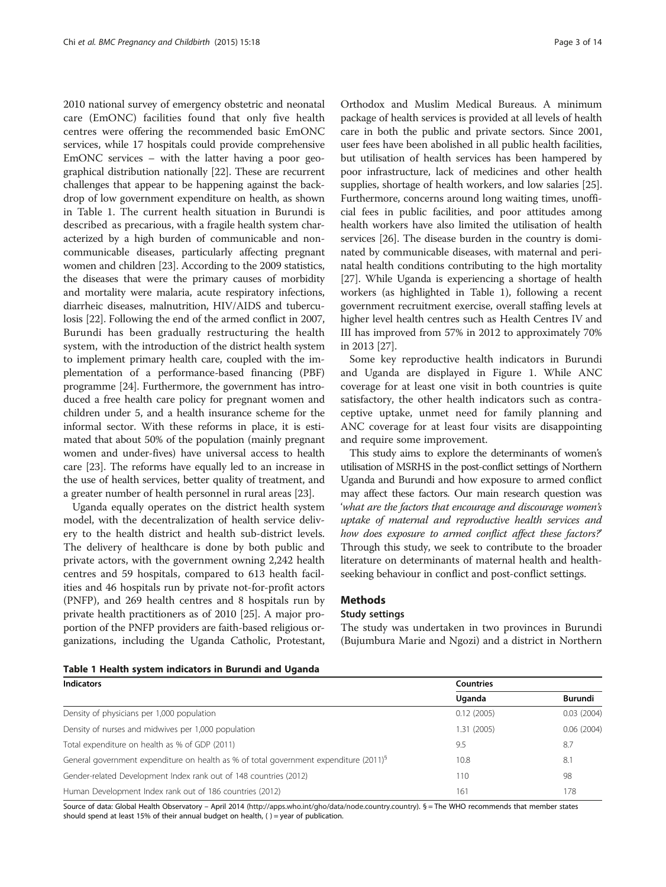2010 national survey of emergency obstetric and neonatal care (EmONC) facilities found that only five health centres were offering the recommended basic EmONC services, while 17 hospitals could provide comprehensive EmONC services – with the latter having a poor geographical distribution nationally [22]. These are recurrent challenges that appear to be happening against the backdrop of low government expenditure on health, as shown in Table 1. The current health situation in Burundi is described as precarious, with a fragile health system characterized by a high burden of communicable and non-communicable diseases, particularly affecting pregnant women and children [23]. According to the 2009 statistics, the diseases that were the primary causes of morbidity and mortality were malaria, acute respiratory infections, diarrheic diseases, malnutrition, HIV/AIDS and tuberculosis [22]. Following the end of the armed conflict in 2007, Burundi has been gradually restructuring the health system, with the introduction of the district health system to implement primary health care, coupled with the implementation of a performance-based financing (PBF) programme [24]. Furthermore, the government has introduced a free health care policy for pregnant women and children under 5, and a health insurance scheme for the informal sector. With these reforms in place, it is estimated that about 50% of the population (mainly pregnant women and under-fives) have universal access to health care [23]. The reforms have equally led to an increase in the use of health services, better quality of treatment, and a greater number of health personnel in rural areas [23].

Uganda equally operates on the district health system model, with the decentralization of health service delivery to the health district and health sub-district levels. The delivery of healthcare is done by both public and private actors, with the government owning 2,242 health centres and 59 hospitals, compared to 613 health facilities and 46 hospitals run by private not-for-profit actors (PNFP), and 269 health centres and 8 hospitals run by private health practitioners as of 2010 [25]. A major proportion of the PNFP providers are faith-based religious organizations, including the Uganda Catholic, Protestant, Orthodox and Muslim Medical Bureaus. A minimum package of health services is provided at all levels of health care in both the public and private sectors. Since 2001, user fees have been abolished in all public health facilities, but utilisation of health services has been hampered by poor infrastructure, lack of medicines and other health supplies, shortage of health workers, and low salaries [25]. Furthermore, concerns around long waiting times, unofficial fees in public facilities, and poor attitudes among health workers have also limited the utilisation of health services [26]. The disease burden in the country is dominated by communicable diseases, with maternal and perinatal health conditions contributing to the high mortality [27]. While Uganda is experiencing a shortage of health workers (as highlighted in Table 1), following a recent government recruitment exercise, overall staffing levels at higher level health centres such as Health Centres IV and III has improved from 57% in 2012 to approximately 70% in 2013 [27].

Some key reproductive health indicators in Burundi and Uganda are displayed in Figure 1. While ANC coverage for at least one visit in both countries is quite satisfactory, the other health indicators such as contraceptive uptake, unmet need for family planning and ANC coverage for at least four visits are disappointing and require some improvement.

This study aims to explore the determinants of women's utilisation of MSRHS in the post-conflict settings of Northern Uganda and Burundi and how exposure to armed conflict may affect these factors. Our main research question was '*what are the factors that encourage and discourage women's uptake of maternal and reproductive health services and how does exposure to armed conflict affect these factors?*' Through this study, we seek to contribute to the broader literature on determinants of maternal health and health-seeking behaviour in conflict and post-conflict settings.

## Methods

### Study settings

The study was undertaken in two provinces in Burundi (Bujumbura Marie and Ngozi) and a district in Northern

**Table 1 Health system indicators in Burundi and Uganda**

| Indicators | Countries | |
|---|---|---|
| | Uganda | Burundi |
| Density of physicians per 1,000 population | 0.12 (2005) | 0.03 (2004) |
| Density of nurses and midwives per 1,000 population | 1.31 (2005) | 0.06 (2004) |
| Total expenditure on health as % of GDP (2011) | 9.5 | 8.7 |
| General government expenditure on health as % of total government expenditure (2011)[§] | 10.8 | 8.1 |
| Gender-related Development Index rank out of 148 countries (2012) | 110 | 98 |
| Human Development Index rank out of 186 countries (2012) | 161 | 178 |

Source of data: Global Health Observatory – April 2014 (http://apps.who.int/gho/data/node.country.country). § = The WHO recommends that member states should spend at least 15% of their annual budget on health, ( ) = year of publication.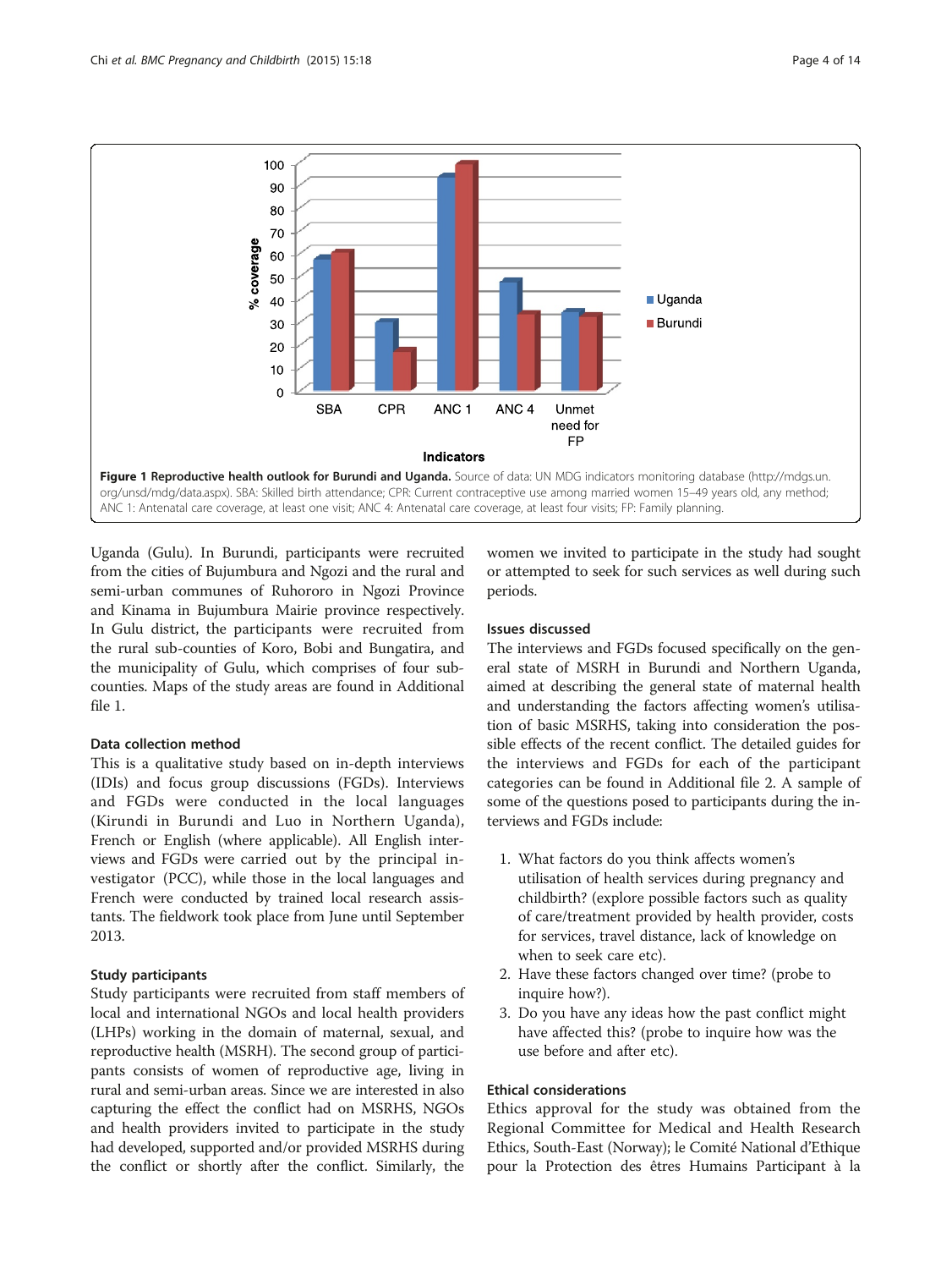100
90
80
70
60
50
40
30
20
10
0

% coverage

SBA
CPR
ANC 1
ANC 4
Unmet need for FP

Indicators

Uganda
Burundi

**Figure 1 Reproductive health outlook for Burundi and Uganda.** Source of data: UN MDG indicators monitoring database (http://mdgs.un.org/unsd/mdg/data.aspx). SBA: Skilled birth attendance; CPR: Current contraceptive use among married women 15–49 years old, any method; ANC 1: Antenatal care coverage, at least one visit; ANC 4: Antenatal care coverage, at least four visits; FP: Family planning.

Uganda (Gulu). In Burundi, participants were recruited from the cities of Bujumbura and Ngozi and the rural and semi-urban communes of Ruhororo in Ngozi Province and Kinama in Bujumbura Mairie province respectively. In Gulu district, the participants were recruited from the rural sub-counties of Koro, Bobi and Bungatira, and the municipality of Gulu, which comprises of four sub-counties. Maps of the study areas are found in Additional file 1.

### Data collection method

This is a qualitative study based on in-depth interviews (IDIs) and focus group discussions (FGDs). Interviews and FGDs were conducted in the local languages (Kirundi in Burundi and Luo in Northern Uganda), French or English (where applicable). All English interviews and FGDs were carried out by the principal investigator (PCC), while those in the local languages and French were conducted by trained local research assistants. The fieldwork took place from June until September 2013.

### Study participants

Study participants were recruited from staff members of local and international NGOs and local health providers (LHPs) working in the domain of maternal, sexual, and reproductive health (MSRH). The second group of participants consists of women of reproductive age, living in rural and semi-urban areas. Since we are interested in also capturing the effect the conflict had on MSRHS, NGOs and health providers invited to participate in the study had developed, supported and/or provided MSRHS during the conflict or shortly after the conflict. Similarly, the women we invited to participate in the study had sought or attempted to seek for such services as well during such periods.

### Issues discussed

The interviews and FGDs focused specifically on the general state of MSRH in Burundi and Northern Uganda, aimed at describing the general state of maternal health and understanding the factors affecting women's utilisation of basic MSRHS, taking into consideration the possible effects of the recent conflict. The detailed guides for the interviews and FGDs for each of the participant categories can be found in Additional file 2. A sample of some of the questions posed to participants during the interviews and FGDs include:

1. What factors do you think affects women's utilisation of health services during pregnancy and childbirth? (explore possible factors such as quality of care/treatment provided by health provider, costs for services, travel distance, lack of knowledge on when to seek care etc).
2. Have these factors changed over time? (probe to inquire how?).
3. Do you have any ideas how the past conflict might have affected this? (probe to inquire how was the use before and after etc).

### Ethical considerations

Ethics approval for the study was obtained from the Regional Committee for Medical and Health Research Ethics, South-East (Norway); le Comité National d'Ethique pour la Protection des êtres Humains Participant à la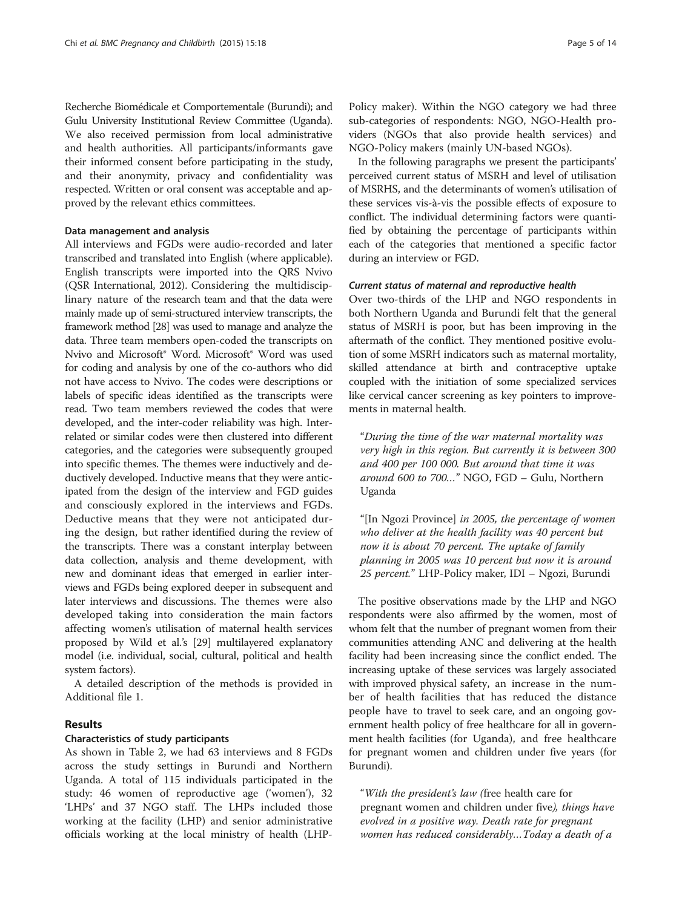Recherche Biomédicale et Comportementale (Burundi); and Gulu University Institutional Review Committee (Uganda). We also received permission from local administrative and health authorities. All participants/informants gave their informed consent before participating in the study, and their anonymity, privacy and confidentiality was respected. Written or oral consent was acceptable and approved by the relevant ethics committees.

#### Data management and analysis

All interviews and FGDs were audio-recorded and later transcribed and translated into English (where applicable). English transcripts were imported into the QRS Nvivo (QSR International, 2012). Considering the multidisciplinary nature of the research team and that the data were mainly made up of semi-structured interview transcripts, the framework method [28] was used to manage and analyze the data. Three team members open-coded the transcripts on Nvivo and Microsoft® Word. Microsoft® Word was used for coding and analysis by one of the co-authors who did not have access to Nvivo. The codes were descriptions or labels of specific ideas identified as the transcripts were read. Two team members reviewed the codes that were developed, and the inter-coder reliability was high. Interrelated or similar codes were then clustered into different categories, and the categories were subsequently grouped into specific themes. The themes were inductively and deductively developed. Inductive means that they were anticipated from the design of the interview and FGD guides and consciously explored in the interviews and FGDs. Deductive means that they were not anticipated during the design, but rather identified during the review of the transcripts. There was a constant interplay between data collection, analysis and theme development, with new and dominant ideas that emerged in earlier interviews and FGDs being explored deeper in subsequent and later interviews and discussions. The themes were also developed taking into consideration the main factors affecting women's utilisation of maternal health services proposed by Wild et al.'s [29] multilayered explanatory model (i.e. individual, social, cultural, political and health system factors).

A detailed description of the methods is provided in Additional file 1.

## Results

### Characteristics of study participants

As shown in Table 2, we had 63 interviews and 8 FGDs across the study settings in Burundi and Northern Uganda. A total of 115 individuals participated in the study: 46 women of reproductive age ('women'), 32 'LHPs' and 37 NGO staff. The LHPs included those working at the facility (LHP) and senior administrative officials working at the local ministry of health (LHP-Policy maker). Within the NGO category we had three sub-categories of respondents: NGO, NGO-Health providers (NGOs that also provide health services) and NGO-Policy makers (mainly UN-based NGOs).

In the following paragraphs we present the participants' perceived current status of MSRH and level of utilisation of MSRHS, and the determinants of women's utilisation of these services vis-à-vis the possible effects of exposure to conflict. The individual determining factors were quantified by obtaining the percentage of participants within each of the categories that mentioned a specific factor during an interview or FGD.

#### *Current status of maternal and reproductive health*

Over two-thirds of the LHP and NGO respondents in both Northern Uganda and Burundi felt that the general status of MSRH is poor, but has been improving in the aftermath of the conflict. They mentioned positive evolution of some MSRH indicators such as maternal mortality, skilled attendance at birth and contraceptive uptake coupled with the initiation of some specialized services like cervical cancer screening as key pointers to improvements in maternal health.

> "*During the time of the war maternal mortality was very high in this region. But currently it is between 300 and 400 per 100 000. But around that time it was around 600 to 700…*" NGO, FGD – Gulu, Northern Uganda

> "[In Ngozi Province] *in 2005, the percentage of women who deliver at the health facility was 40 percent but now it is about 70 percent. The uptake of family planning in 2005 was 10 percent but now it is around 25 percent.*" LHP-Policy maker, IDI – Ngozi, Burundi

The positive observations made by the LHP and NGO respondents were also affirmed by the women, most of whom felt that the number of pregnant women from their communities attending ANC and delivering at the health facility had been increasing since the conflict ended. The increasing uptake of these services was largely associated with improved physical safety, an increase in the number of health facilities that has reduced the distance people have to travel to seek care, and an ongoing government health policy of free healthcare for all in government health facilities (for Uganda), and free healthcare for pregnant women and children under five years (for Burundi).

> "*With the president's law (*free health care for pregnant women and children under five*), things have evolved in a positive way. Death rate for pregnant women has reduced considerably…Today a death of a*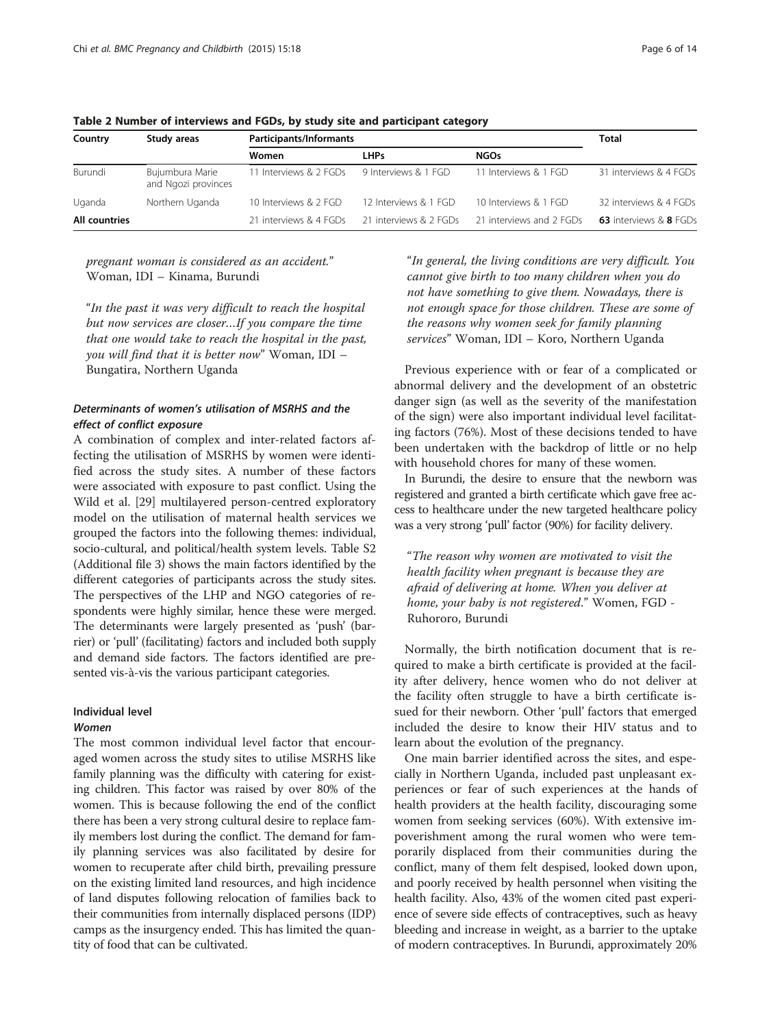**Table 2 Number of interviews and FGDs, by study site and participant category**

| Country | Study areas | Participants/Informants | | | Total |
|---|---|---|---|---|---|
| | | Women | LHPs | NGOs | |
| Burundi | Bujumbura Marie and Ngozi provinces | 11 Interviews & 2 FGDs | 9 Interviews & 1 FGD | 11 Interviews & 1 FGD | 31 interviews & 4 FGDs |
| Uganda | Northern Uganda | 10 Interviews & 2 FGD | 12 Interviews & 1 FGD | 10 Interviews & 1 FGD | 32 interviews & 4 FGDs |
| **All countries** | | 21 interviews & 4 FGDs | 21 interviews & 2 FGDs | 21 interviews and 2 FGDs | **63** interviews & **8** FGDs |

*pregnant woman is considered as an accident."* Woman, IDI – Kinama, Burundi

"*In the past it was very difficult to reach the hospital but now services are closer…If you compare the time that one would take to reach the hospital in the past, you will find that it is better now*" Woman, IDI – Bungatira, Northern Uganda

### *Determinants of women's utilisation of MSRHS and the effect of conflict exposure*

A combination of complex and inter-related factors affecting the utilisation of MSRHS by women were identified across the study sites. A number of these factors were associated with exposure to past conflict. Using the Wild et al. [29] multilayered person-centred exploratory model on the utilisation of maternal health services we grouped the factors into the following themes: individual, socio-cultural, and political/health system levels. Table S2 (Additional file 3) shows the main factors identified by the different categories of participants across the study sites. The perspectives of the LHP and NGO categories of respondents were highly similar, hence these were merged. The determinants were largely presented as 'push' (barrier) or 'pull' (facilitating) factors and included both supply and demand side factors. The factors identified are presented vis-à-vis the various participant categories.

### Individual level

#### *Women*

The most common individual level factor that encouraged women across the study sites to utilise MSRHS like family planning was the difficulty with catering for existing children. This factor was raised by over 80% of the women. This is because following the end of the conflict there has been a very strong cultural desire to replace family members lost during the conflict. The demand for family planning services was also facilitated by desire for women to recuperate after child birth, prevailing pressure on the existing limited land resources, and high incidence of land disputes following relocation of families back to their communities from internally displaced persons (IDP) camps as the insurgency ended. This has limited the quantity of food that can be cultivated.

"*In general, the living conditions are very difficult. You cannot give birth to too many children when you do not have something to give them. Nowadays, there is not enough space for those children. These are some of the reasons why women seek for family planning services*" Woman, IDI – Koro, Northern Uganda

Previous experience with or fear of a complicated or abnormal delivery and the development of an obstetric danger sign (as well as the severity of the manifestation of the sign) were also important individual level facilitating factors (76%). Most of these decisions tended to have been undertaken with the backdrop of little or no help with household chores for many of these women.

In Burundi, the desire to ensure that the newborn was registered and granted a birth certificate which gave free access to healthcare under the new targeted healthcare policy was a very strong 'pull' factor (90%) for facility delivery.

"*The reason why women are motivated to visit the health facility when pregnant is because they are afraid of delivering at home. When you deliver at home, your baby is not registered.*" Women, FGD - Ruhororo, Burundi

Normally, the birth notification document that is required to make a birth certificate is provided at the facility after delivery, hence women who do not deliver at the facility often struggle to have a birth certificate issued for their newborn. Other 'pull' factors that emerged included the desire to know their HIV status and to learn about the evolution of the pregnancy.

One main barrier identified across the sites, and especially in Northern Uganda, included past unpleasant experiences or fear of such experiences at the hands of health providers at the health facility, discouraging some women from seeking services (60%). With extensive impoverishment among the rural women who were temporarily displaced from their communities during the conflict, many of them felt despised, looked down upon, and poorly received by health personnel when visiting the health facility. Also, 43% of the women cited past experience of severe side effects of contraceptives, such as heavy bleeding and increase in weight, as a barrier to the uptake of modern contraceptives. In Burundi, approximately 20%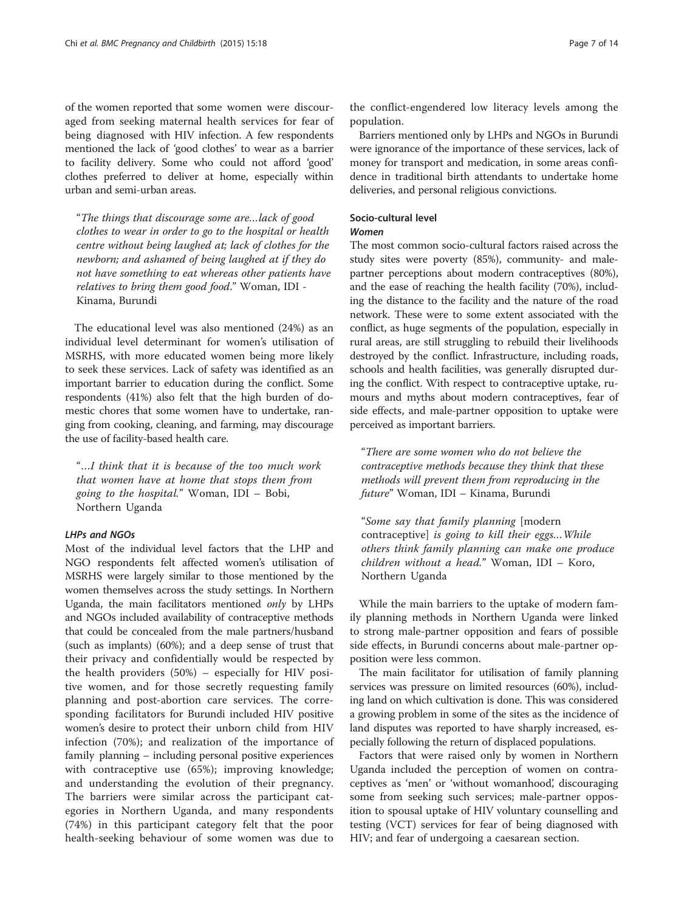of the women reported that some women were discouraged from seeking maternal health services for fear of being diagnosed with HIV infection. A few respondents mentioned the lack of 'good clothes' to wear as a barrier to facility delivery. Some who could not afford 'good' clothes preferred to deliver at home, especially within urban and semi-urban areas.

> "*The things that discourage some are…lack of good clothes to wear in order to go to the hospital or health centre without being laughed at; lack of clothes for the newborn; and ashamed of being laughed at if they do not have something to eat whereas other patients have relatives to bring them good food*." Woman, IDI - Kinama, Burundi

The educational level was also mentioned (24%) as an individual level determinant for women's utilisation of MSRHS, with more educated women being more likely to seek these services. Lack of safety was identified as an important barrier to education during the conflict. Some respondents (41%) also felt that the high burden of domestic chores that some women have to undertake, ranging from cooking, cleaning, and farming, may discourage the use of facility-based health care.

> "*…I think that it is because of the too much work that women have at home that stops them from going to the hospital.*" Woman, IDI – Bobi, Northern Uganda

#### *LHPs and NGOs*

Most of the individual level factors that the LHP and NGO respondents felt affected women's utilisation of MSRHS were largely similar to those mentioned by the women themselves across the study settings. In Northern Uganda, the main facilitators mentioned *only* by LHPs and NGOs included availability of contraceptive methods that could be concealed from the male partners/husband (such as implants) (60%); and a deep sense of trust that their privacy and confidentially would be respected by the health providers (50%) – especially for HIV positive women, and for those secretly requesting family planning and post-abortion care services. The corresponding facilitators for Burundi included HIV positive women's desire to protect their unborn child from HIV infection (70%); and realization of the importance of family planning – including personal positive experiences with contraceptive use (65%); improving knowledge; and understanding the evolution of their pregnancy. The barriers were similar across the participant categories in Northern Uganda, and many respondents (74%) in this participant category felt that the poor health-seeking behaviour of some women was due to the conflict-engendered low literacy levels among the population.

Barriers mentioned only by LHPs and NGOs in Burundi were ignorance of the importance of these services, lack of money for transport and medication, in some areas confidence in traditional birth attendants to undertake home deliveries, and personal religious convictions.

### Socio-cultural level

#### *Women*

The most common socio-cultural factors raised across the study sites were poverty (85%), community- and male-partner perceptions about modern contraceptives (80%), and the ease of reaching the health facility (70%), including the distance to the facility and the nature of the road network. These were to some extent associated with the conflict, as huge segments of the population, especially in rural areas, are still struggling to rebuild their livelihoods destroyed by the conflict. Infrastructure, including roads, schools and health facilities, was generally disrupted during the conflict. With respect to contraceptive uptake, rumours and myths about modern contraceptives, fear of side effects, and male-partner opposition to uptake were perceived as important barriers.

> "*There are some women who do not believe the contraceptive methods because they think that these methods will prevent them from reproducing in the future*" Woman, IDI – Kinama, Burundi

> "*Some say that family planning* [modern contraceptive] *is going to kill their eggs…While others think family planning can make one produce children without a head.*" Woman, IDI – Koro, Northern Uganda

While the main barriers to the uptake of modern family planning methods in Northern Uganda were linked to strong male-partner opposition and fears of possible side effects, in Burundi concerns about male-partner opposition were less common.

The main facilitator for utilisation of family planning services was pressure on limited resources (60%), including land on which cultivation is done. This was considered a growing problem in some of the sites as the incidence of land disputes was reported to have sharply increased, especially following the return of displaced populations.

Factors that were raised only by women in Northern Uganda included the perception of women on contraceptives as 'men' or 'without womanhood', discouraging some from seeking such services; male-partner opposition to spousal uptake of HIV voluntary counselling and testing (VCT) services for fear of being diagnosed with HIV; and fear of undergoing a caesarean section.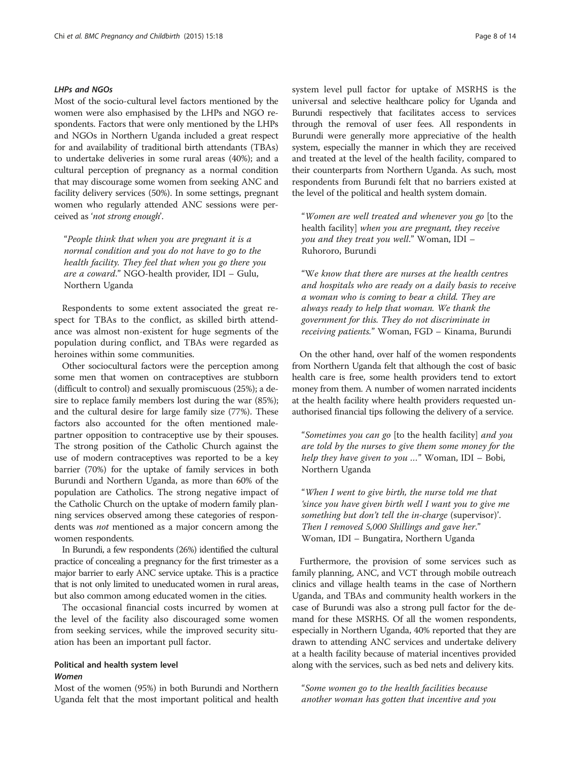#### LHPs and NGOs

Most of the socio-cultural level factors mentioned by the women were also emphasised by the LHPs and NGO respondents. Factors that were only mentioned by the LHPs and NGOs in Northern Uganda included a great respect for and availability of traditional birth attendants (TBAs) to undertake deliveries in some rural areas (40%); and a cultural perception of pregnancy as a normal condition that may discourage some women from seeking ANC and facility delivery services (50%). In some settings, pregnant women who regularly attended ANC sessions were perceived as '*not strong enough*'.

> "*People think that when you are pregnant it is a normal condition and you do not have to go to the health facility. They feel that when you go there you are a coward*." NGO-health provider, IDI – Gulu, Northern Uganda

Respondents to some extent associated the great respect for TBAs to the conflict, as skilled birth attendance was almost non-existent for huge segments of the population during conflict, and TBAs were regarded as heroines within some communities.

Other sociocultural factors were the perception among some men that women on contraceptives are stubborn (difficult to control) and sexually promiscuous (25%); a desire to replace family members lost during the war (85%); and the cultural desire for large family size (77%). These factors also accounted for the often mentioned male-partner opposition to contraceptive use by their spouses. The strong position of the Catholic Church against the use of modern contraceptives was reported to be a key barrier (70%) for the uptake of family services in both Burundi and Northern Uganda, as more than 60% of the population are Catholics. The strong negative impact of the Catholic Church on the uptake of modern family planning services observed among these categories of respondents was *not* mentioned as a major concern among the women respondents.

In Burundi, a few respondents (26%) identified the cultural practice of concealing a pregnancy for the first trimester as a major barrier to early ANC service uptake. This is a practice that is not only limited to uneducated women in rural areas, but also common among educated women in the cities.

The occasional financial costs incurred by women at the level of the facility also discouraged some women from seeking services, while the improved security situation has been an important pull factor.

### Political and health system level

#### Women

Most of the women (95%) in both Burundi and Northern Uganda felt that the most important political and health system level pull factor for uptake of MSRHS is the universal and selective healthcare policy for Uganda and Burundi respectively that facilitates access to services through the removal of user fees. All respondents in Burundi were generally more appreciative of the health system, especially the manner in which they are received and treated at the level of the health facility, compared to their counterparts from Northern Uganda. As such, most respondents from Burundi felt that no barriers existed at the level of the political and health system domain.

> "*Women are well treated and whenever you go* [to the health facility] *when you are pregnant, they receive you and they treat you well*." Woman, IDI – Ruhororo, Burundi

> "*We know that there are nurses at the health centres and hospitals who are ready on a daily basis to receive a woman who is coming to bear a child. They are always ready to help that woman. We thank the government for this. They do not discriminate in receiving patients*." Woman, FGD – Kinama, Burundi

On the other hand, over half of the women respondents from Northern Uganda felt that although the cost of basic health care is free, some health providers tend to extort money from them. A number of women narrated incidents at the health facility where health providers requested unauthorised financial tips following the delivery of a service.

> "*Sometimes you can go* [to the health facility] *and you are told by the nurses to give them some money for the help they have given to you …*" Woman, IDI – Bobi, Northern Uganda

> "*When I went to give birth, the nurse told me that 'since you have given birth well I want you to give me something but don't tell the in-charge* (supervisor)'. *Then I removed 5,000 Shillings and gave her*." Woman, IDI – Bungatira, Northern Uganda

Furthermore, the provision of some services such as family planning, ANC, and VCT through mobile outreach clinics and village health teams in the case of Northern Uganda, and TBAs and community health workers in the case of Burundi was also a strong pull factor for the demand for these MSRHS. Of all the women respondents, especially in Northern Uganda, 40% reported that they are drawn to attending ANC services and undertake delivery at a health facility because of material incentives provided along with the services, such as bed nets and delivery kits.

> "*Some women go to the health facilities because another woman has gotten that incentive and you*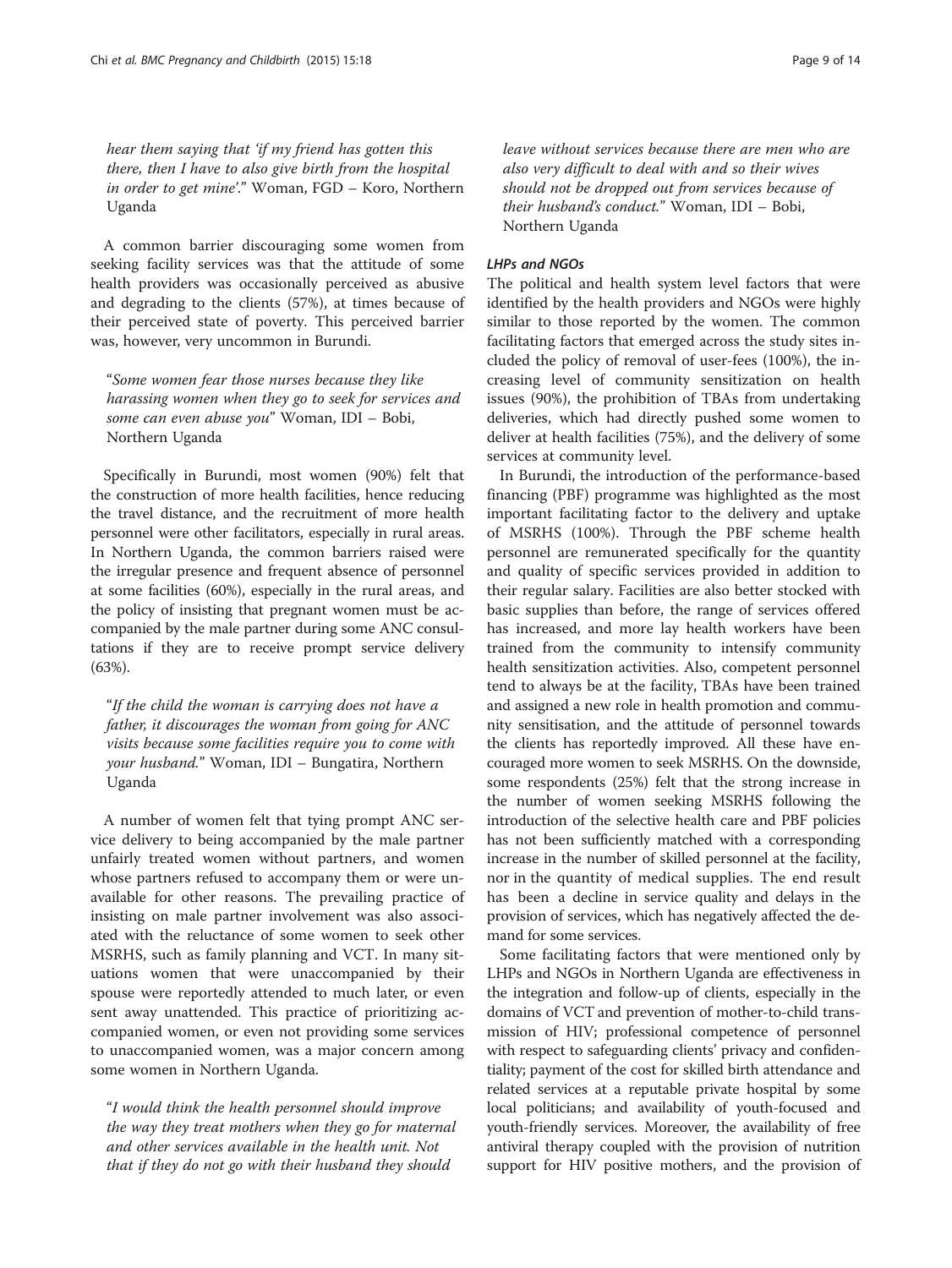*hear them saying that 'if my friend has gotten this there, then I have to also give birth from the hospital in order to get mine'.*" Woman, FGD – Koro, Northern Uganda

A common barrier discouraging some women from seeking facility services was that the attitude of some health providers was occasionally perceived as abusive and degrading to the clients (57%), at times because of their perceived state of poverty. This perceived barrier was, however, very uncommon in Burundi.

"*Some women fear those nurses because they like harassing women when they go to seek for services and some can even abuse you*" Woman, IDI – Bobi, Northern Uganda

Specifically in Burundi, most women (90%) felt that the construction of more health facilities, hence reducing the travel distance, and the recruitment of more health personnel were other facilitators, especially in rural areas. In Northern Uganda, the common barriers raised were the irregular presence and frequent absence of personnel at some facilities (60%), especially in the rural areas, and the policy of insisting that pregnant women must be accompanied by the male partner during some ANC consultations if they are to receive prompt service delivery (63%).

"*If the child the woman is carrying does not have a father, it discourages the woman from going for ANC visits because some facilities require you to come with your husband.*" Woman, IDI – Bungatira, Northern Uganda

A number of women felt that tying prompt ANC service delivery to being accompanied by the male partner unfairly treated women without partners, and women whose partners refused to accompany them or were unavailable for other reasons. The prevailing practice of insisting on male partner involvement was also associated with the reluctance of some women to seek other MSRHS, such as family planning and VCT. In many situations women that were unaccompanied by their spouse were reportedly attended to much later, or even sent away unattended. This practice of prioritizing accompanied women, or even not providing some services to unaccompanied women, was a major concern among some women in Northern Uganda.

"*I would think the health personnel should improve the way they treat mothers when they go for maternal and other services available in the health unit. Not that if they do not go with their husband they should leave without services because there are men who are also very difficult to deal with and so their wives should not be dropped out from services because of their husband's conduct.*" Woman, IDI – Bobi, Northern Uganda

#### *LHPs and NGOs*

The political and health system level factors that were identified by the health providers and NGOs were highly similar to those reported by the women. The common facilitating factors that emerged across the study sites included the policy of removal of user-fees (100%), the increasing level of community sensitization on health issues (90%), the prohibition of TBAs from undertaking deliveries, which had directly pushed some women to deliver at health facilities (75%), and the delivery of some services at community level.

In Burundi, the introduction of the performance-based financing (PBF) programme was highlighted as the most important facilitating factor to the delivery and uptake of MSRHS (100%). Through the PBF scheme health personnel are remunerated specifically for the quantity and quality of specific services provided in addition to their regular salary. Facilities are also better stocked with basic supplies than before, the range of services offered has increased, and more lay health workers have been trained from the community to intensify community health sensitization activities. Also, competent personnel tend to always be at the facility, TBAs have been trained and assigned a new role in health promotion and community sensitisation, and the attitude of personnel towards the clients has reportedly improved. All these have encouraged more women to seek MSRHS. On the downside, some respondents (25%) felt that the strong increase in the number of women seeking MSRHS following the introduction of the selective health care and PBF policies has not been sufficiently matched with a corresponding increase in the number of skilled personnel at the facility, nor in the quantity of medical supplies. The end result has been a decline in service quality and delays in the provision of services, which has negatively affected the demand for some services.

Some facilitating factors that were mentioned only by LHPs and NGOs in Northern Uganda are effectiveness in the integration and follow-up of clients, especially in the domains of VCT and prevention of mother-to-child transmission of HIV; professional competence of personnel with respect to safeguarding clients' privacy and confidentiality; payment of the cost for skilled birth attendance and related services at a reputable private hospital by some local politicians; and availability of youth-focused and youth-friendly services. Moreover, the availability of free antiviral therapy coupled with the provision of nutrition support for HIV positive mothers, and the provision of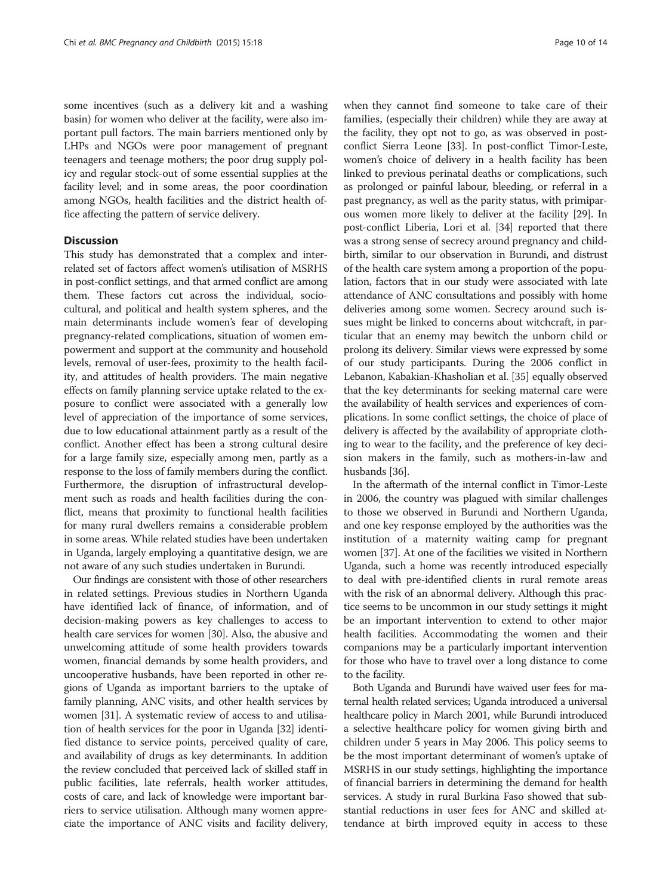some incentives (such as a delivery kit and a washing basin) for women who deliver at the facility, were also important pull factors. The main barriers mentioned only by LHPs and NGOs were poor management of pregnant teenagers and teenage mothers; the poor drug supply policy and regular stock-out of some essential supplies at the facility level; and in some areas, the poor coordination among NGOs, health facilities and the district health office affecting the pattern of service delivery.

## Discussion

This study has demonstrated that a complex and interrelated set of factors affect women's utilisation of MSRHS in post-conflict settings, and that armed conflict are among them. These factors cut across the individual, sociocultural, and political and health system spheres, and the main determinants include women's fear of developing pregnancy-related complications, situation of women empowerment and support at the community and household levels, removal of user-fees, proximity to the health facility, and attitudes of health providers. The main negative effects on family planning service uptake related to the exposure to conflict were associated with a generally low level of appreciation of the importance of some services, due to low educational attainment partly as a result of the conflict. Another effect has been a strong cultural desire for a large family size, especially among men, partly as a response to the loss of family members during the conflict. Furthermore, the disruption of infrastructural development such as roads and health facilities during the conflict, means that proximity to functional health facilities for many rural dwellers remains a considerable problem in some areas. While related studies have been undertaken in Uganda, largely employing a quantitative design, we are not aware of any such studies undertaken in Burundi.

Our findings are consistent with those of other researchers in related settings. Previous studies in Northern Uganda have identified lack of finance, of information, and of decision-making powers as key challenges to access to health care services for women [30]. Also, the abusive and unwelcoming attitude of some health providers towards women, financial demands by some health providers, and uncooperative husbands, have been reported in other regions of Uganda as important barriers to the uptake of family planning, ANC visits, and other health services by women [31]. A systematic review of access to and utilisation of health services for the poor in Uganda [32] identified distance to service points, perceived quality of care, and availability of drugs as key determinants. In addition the review concluded that perceived lack of skilled staff in public facilities, late referrals, health worker attitudes, costs of care, and lack of knowledge were important barriers to service utilisation. Although many women appreciate the importance of ANC visits and facility delivery, when they cannot find someone to take care of their families, (especially their children) while they are away at the facility, they opt not to go, as was observed in post-conflict Sierra Leone [33]. In post-conflict Timor-Leste, women's choice of delivery in a health facility has been linked to previous perinatal deaths or complications, such as prolonged or painful labour, bleeding, or referral in a past pregnancy, as well as the parity status, with primiparous women more likely to deliver at the facility [29]. In post-conflict Liberia, Lori et al. [34] reported that there was a strong sense of secrecy around pregnancy and childbirth, similar to our observation in Burundi, and distrust of the health care system among a proportion of the population, factors that in our study were associated with late attendance of ANC consultations and possibly with home deliveries among some women. Secrecy around such issues might be linked to concerns about witchcraft, in particular that an enemy may bewitch the unborn child or prolong its delivery. Similar views were expressed by some of our study participants. During the 2006 conflict in Lebanon, Kabakian-Khasholian et al. [35] equally observed that the key determinants for seeking maternal care were the availability of health services and experiences of complications. In some conflict settings, the choice of place of delivery is affected by the availability of appropriate clothing to wear to the facility, and the preference of key decision makers in the family, such as mothers-in-law and husbands [36].

In the aftermath of the internal conflict in Timor-Leste in 2006, the country was plagued with similar challenges to those we observed in Burundi and Northern Uganda, and one key response employed by the authorities was the institution of a maternity waiting camp for pregnant women [37]. At one of the facilities we visited in Northern Uganda, such a home was recently introduced especially to deal with pre-identified clients in rural remote areas with the risk of an abnormal delivery. Although this practice seems to be uncommon in our study settings it might be an important intervention to extend to other major health facilities. Accommodating the women and their companions may be a particularly important intervention for those who have to travel over a long distance to come to the facility.

Both Uganda and Burundi have waived user fees for maternal health related services; Uganda introduced a universal healthcare policy in March 2001, while Burundi introduced a selective healthcare policy for women giving birth and children under 5 years in May 2006. This policy seems to be the most important determinant of women's uptake of MSRHS in our study settings, highlighting the importance of financial barriers in determining the demand for health services. A study in rural Burkina Faso showed that substantial reductions in user fees for ANC and skilled attendance at birth improved equity in access to these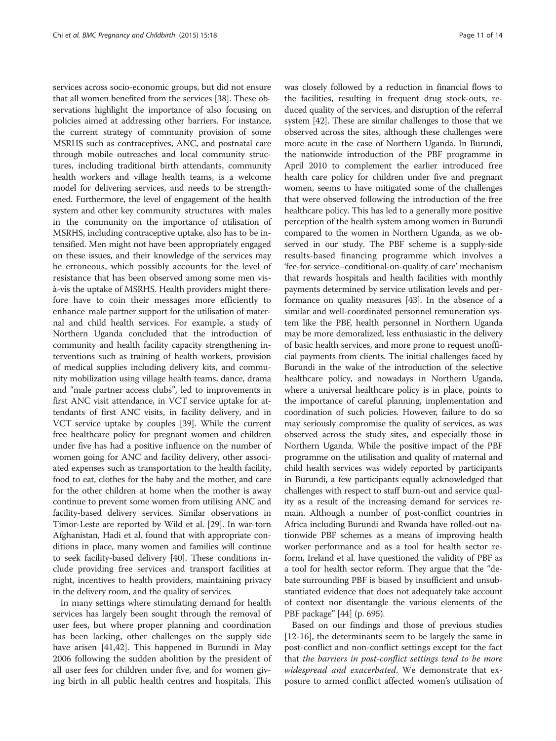services across socio-economic groups, but did not ensure that all women benefited from the services [38]. These observations highlight the importance of also focusing on policies aimed at addressing other barriers. For instance, the current strategy of community provision of some MSRHS such as contraceptives, ANC, and postnatal care through mobile outreaches and local community structures, including traditional birth attendants, community health workers and village health teams, is a welcome model for delivering services, and needs to be strengthened. Furthermore, the level of engagement of the health system and other key community structures with males in the community on the importance of utilisation of MSRHS, including contraceptive uptake, also has to be intensified. Men might not have been appropriately engaged on these issues, and their knowledge of the services may be erroneous, which possibly accounts for the level of resistance that has been observed among some men vis-à-vis the uptake of MSRHS. Health providers might therefore have to coin their messages more efficiently to enhance male partner support for the utilisation of maternal and child health services. For example, a study of Northern Uganda concluded that the introduction of community and health facility capacity strengthening interventions such as training of health workers, provision of medical supplies including delivery kits, and community mobilization using village health teams, dance, drama and "male partner access clubs", led to improvements in first ANC visit attendance, in VCT service uptake for attendants of first ANC visits, in facility delivery, and in VCT service uptake by couples [39]. While the current free healthcare policy for pregnant women and children under five has had a positive influence on the number of women going for ANC and facility delivery, other associated expenses such as transportation to the health facility, food to eat, clothes for the baby and the mother, and care for the other children at home when the mother is away continue to prevent some women from utilising ANC and facility-based delivery services. Similar observations in Timor-Leste are reported by Wild et al. [29]. In war-torn Afghanistan, Hadi et al. found that with appropriate conditions in place, many women and families will continue to seek facility-based delivery [40]. These conditions include providing free services and transport facilities at night, incentives to health providers, maintaining privacy in the delivery room, and the quality of services.

In many settings where stimulating demand for health services has largely been sought through the removal of user fees, but where proper planning and coordination has been lacking, other challenges on the supply side have arisen [41,42]. This happened in Burundi in May 2006 following the sudden abolition by the president of all user fees for children under five, and for women giving birth in all public health centres and hospitals. This was closely followed by a reduction in financial flows to the facilities, resulting in frequent drug stock-outs, reduced quality of the services, and disruption of the referral system [42]. These are similar challenges to those that we observed across the sites, although these challenges were more acute in the case of Northern Uganda. In Burundi, the nationwide introduction of the PBF programme in April 2010 to complement the earlier introduced free health care policy for children under five and pregnant women, seems to have mitigated some of the challenges that were observed following the introduction of the free healthcare policy. This has led to a generally more positive perception of the health system among women in Burundi compared to the women in Northern Uganda, as we observed in our study. The PBF scheme is a supply-side results-based financing programme which involves a 'fee-for-service–conditional-on-quality of care' mechanism that rewards hospitals and health facilities with monthly payments determined by service utilisation levels and performance on quality measures [43]. In the absence of a similar and well-coordinated personnel remuneration system like the PBF, health personnel in Northern Uganda may be more demoralized, less enthusiastic in the delivery of basic health services, and more prone to request unofficial payments from clients. The initial challenges faced by Burundi in the wake of the introduction of the selective healthcare policy, and nowadays in Northern Uganda, where a universal healthcare policy is in place, points to the importance of careful planning, implementation and coordination of such policies. However, failure to do so may seriously compromise the quality of services, as was observed across the study sites, and especially those in Northern Uganda. While the positive impact of the PBF programme on the utilisation and quality of maternal and child health services was widely reported by participants in Burundi, a few participants equally acknowledged that challenges with respect to staff burn-out and service quality as a result of the increasing demand for services remain. Although a number of post-conflict countries in Africa including Burundi and Rwanda have rolled-out nationwide PBF schemes as a means of improving health worker performance and as a tool for health sector reform, Ireland et al. have questioned the validity of PBF as a tool for health sector reform. They argue that the "debate surrounding PBF is biased by insufficient and unsubstantiated evidence that does not adequately take account of context nor disentangle the various elements of the PBF package" [44] (p. 695).

Based on our findings and those of previous studies [12-16], the determinants seem to be largely the same in post-conflict and non-conflict settings except for the fact that *the barriers in post-conflict settings tend to be more widespread and exacerbated*. We demonstrate that exposure to armed conflict affected women's utilisation of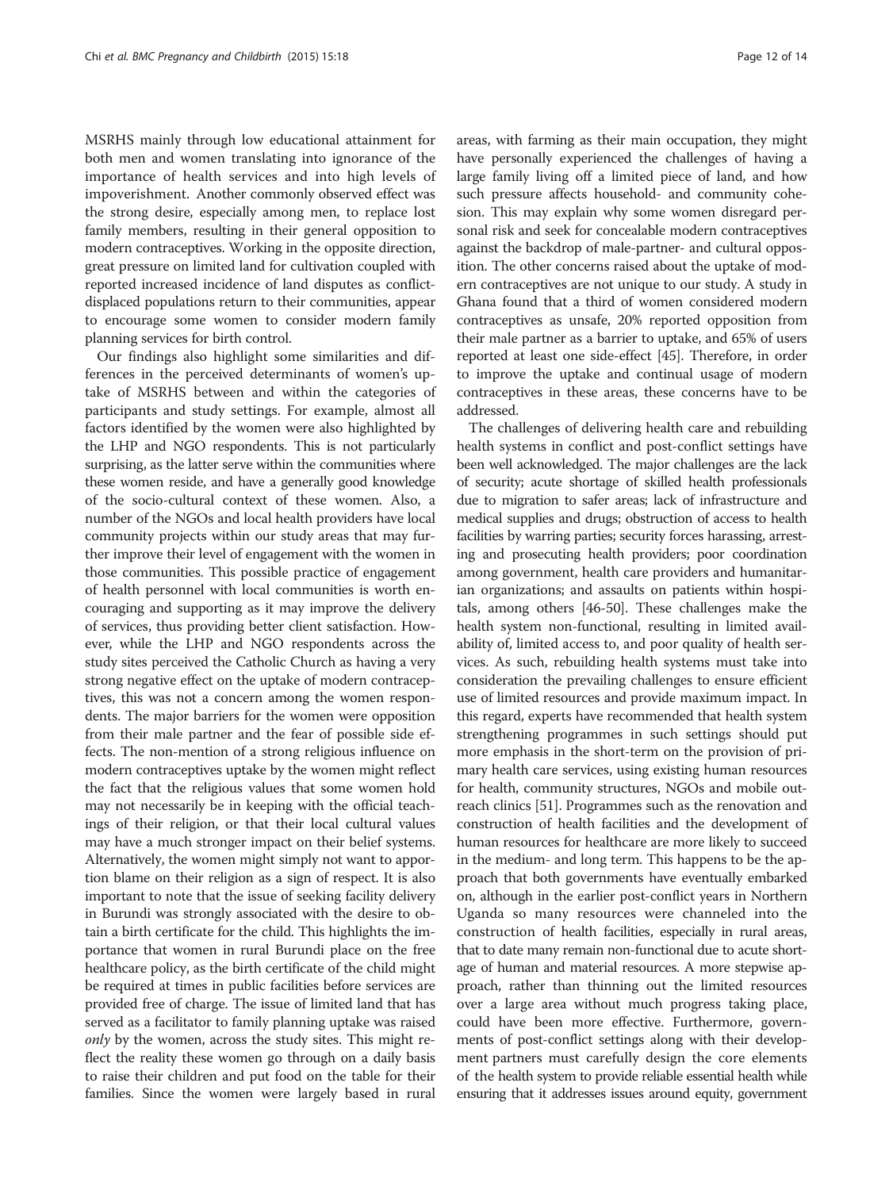MSRHS mainly through low educational attainment for both men and women translating into ignorance of the importance of health services and into high levels of impoverishment. Another commonly observed effect was the strong desire, especially among men, to replace lost family members, resulting in their general opposition to modern contraceptives. Working in the opposite direction, great pressure on limited land for cultivation coupled with reported increased incidence of land disputes as conflict-displaced populations return to their communities, appear to encourage some women to consider modern family planning services for birth control.

Our findings also highlight some similarities and differences in the perceived determinants of women's uptake of MSRHS between and within the categories of participants and study settings. For example, almost all factors identified by the women were also highlighted by the LHP and NGO respondents. This is not particularly surprising, as the latter serve within the communities where these women reside, and have a generally good knowledge of the socio-cultural context of these women. Also, a number of the NGOs and local health providers have local community projects within our study areas that may further improve their level of engagement with the women in those communities. This possible practice of engagement of health personnel with local communities is worth encouraging and supporting as it may improve the delivery of services, thus providing better client satisfaction. However, while the LHP and NGO respondents across the study sites perceived the Catholic Church as having a very strong negative effect on the uptake of modern contraceptives, this was not a concern among the women respondents. The major barriers for the women were opposition from their male partner and the fear of possible side effects. The non-mention of a strong religious influence on modern contraceptives uptake by the women might reflect the fact that the religious values that some women hold may not necessarily be in keeping with the official teachings of their religion, or that their local cultural values may have a much stronger impact on their belief systems. Alternatively, the women might simply not want to apportion blame on their religion as a sign of respect. It is also important to note that the issue of seeking facility delivery in Burundi was strongly associated with the desire to obtain a birth certificate for the child. This highlights the importance that women in rural Burundi place on the free healthcare policy, as the birth certificate of the child might be required at times in public facilities before services are provided free of charge. The issue of limited land that has served as a facilitator to family planning uptake was raised *only* by the women, across the study sites. This might reflect the reality these women go through on a daily basis to raise their children and put food on the table for their families. Since the women were largely based in rural areas, with farming as their main occupation, they might have personally experienced the challenges of having a large family living off a limited piece of land, and how such pressure affects household- and community cohesion. This may explain why some women disregard personal risk and seek for concealable modern contraceptives against the backdrop of male-partner- and cultural opposition. The other concerns raised about the uptake of modern contraceptives are not unique to our study. A study in Ghana found that a third of women considered modern contraceptives as unsafe, 20% reported opposition from their male partner as a barrier to uptake, and 65% of users reported at least one side-effect [45]. Therefore, in order to improve the uptake and continual usage of modern contraceptives in these areas, these concerns have to be addressed.

The challenges of delivering health care and rebuilding health systems in conflict and post-conflict settings have been well acknowledged. The major challenges are the lack of security; acute shortage of skilled health professionals due to migration to safer areas; lack of infrastructure and medical supplies and drugs; obstruction of access to health facilities by warring parties; security forces harassing, arresting and prosecuting health providers; poor coordination among government, health care providers and humanitarian organizations; and assaults on patients within hospitals, among others [46-50]. These challenges make the health system non-functional, resulting in limited availability of, limited access to, and poor quality of health services. As such, rebuilding health systems must take into consideration the prevailing challenges to ensure efficient use of limited resources and provide maximum impact. In this regard, experts have recommended that health system strengthening programmes in such settings should put more emphasis in the short-term on the provision of primary health care services, using existing human resources for health, community structures, NGOs and mobile outreach clinics [51]. Programmes such as the renovation and construction of health facilities and the development of human resources for healthcare are more likely to succeed in the medium- and long term. This happens to be the approach that both governments have eventually embarked on, although in the earlier post-conflict years in Northern Uganda so many resources were channeled into the construction of health facilities, especially in rural areas, that to date many remain non-functional due to acute shortage of human and material resources. A more stepwise approach, rather than thinning out the limited resources over a large area without much progress taking place, could have been more effective. Furthermore, governments of post-conflict settings along with their development partners must carefully design the core elements of the health system to provide reliable essential health while ensuring that it addresses issues around equity, government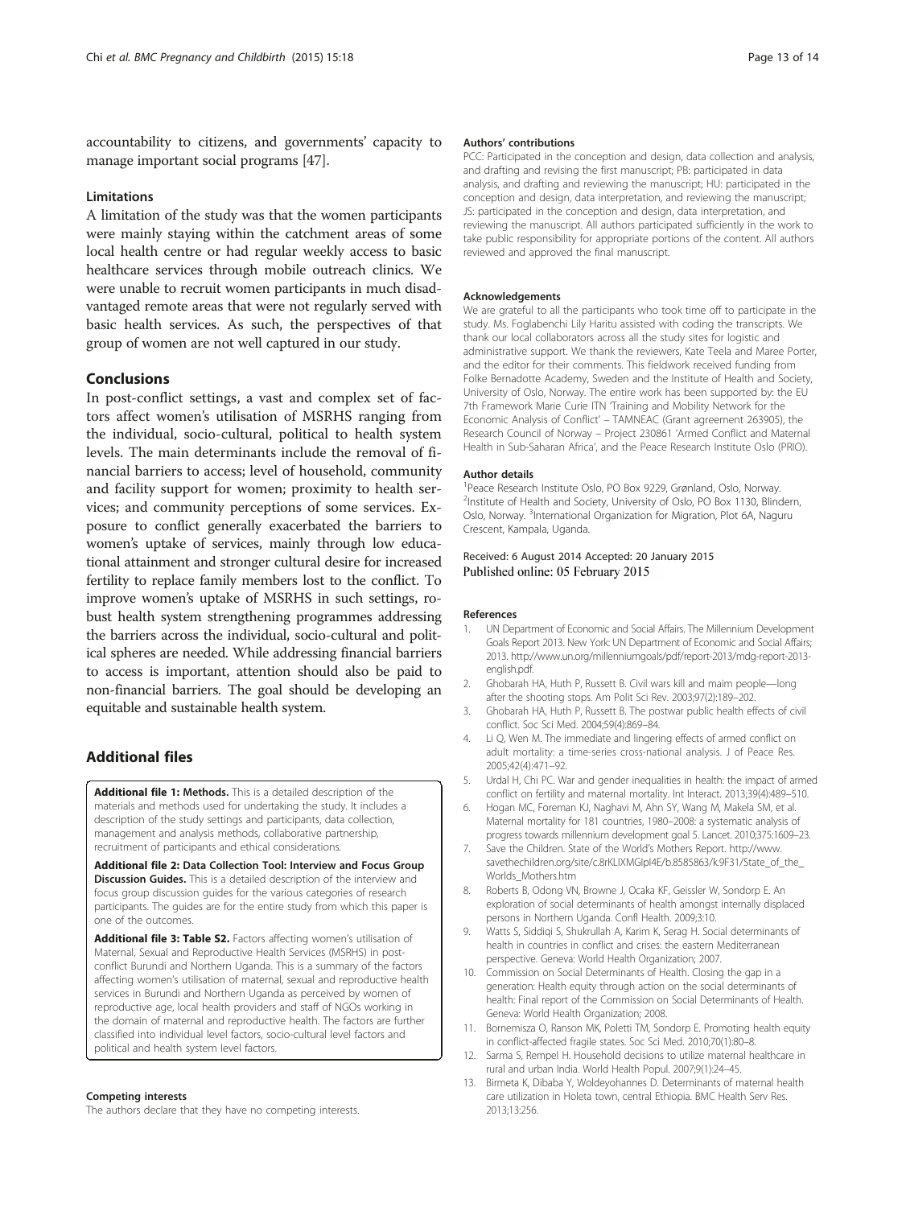accountability to citizens, and governments' capacity to manage important social programs [47].

### Limitations

A limitation of the study was that the women participants were mainly staying within the catchment areas of some local health centre or had regular weekly access to basic healthcare services through mobile outreach clinics. We were unable to recruit women participants in much disadvantaged remote areas that were not regularly served with basic health services. As such, the perspectives of that group of women are not well captured in our study.

## Conclusions

In post-conflict settings, a vast and complex set of factors affect women's utilisation of MSRHS ranging from the individual, socio-cultural, political to health system levels. The main determinants include the removal of financial barriers to access; level of household, community and facility support for women; proximity to health services; and community perceptions of some services. Exposure to conflict generally exacerbated the barriers to women's uptake of services, mainly through low educational attainment and stronger cultural desire for increased fertility to replace family members lost to the conflict. To improve women's uptake of MSRHS in such settings, robust health system strengthening programmes addressing the barriers across the individual, socio-cultural and political spheres are needed. While addressing financial barriers to access is important, attention should also be paid to non-financial barriers. The goal should be developing an equitable and sustainable health system.

## Additional files

**Additional file 1: Methods.** This is a detailed description of the materials and methods used for undertaking the study. It includes a description of the study settings and participants, data collection, management and analysis methods, collaborative partnership, recruitment of participants and ethical considerations.

**Additional file 2: Data Collection Tool: Interview and Focus Group Discussion Guides.** This is a detailed description of the interview and focus group discussion guides for the various categories of research participants. The guides are for the entire study from which this paper is one of the outcomes.

**Additional file 3: Table S2.** Factors affecting women's utilisation of Maternal, Sexual and Reproductive Health Services (MSRHS) in post-conflict Burundi and Northern Uganda. This is a summary of the factors affecting women's utilisation of maternal, sexual and reproductive health services in Burundi and Northern Uganda as perceived by women of reproductive age, local health providers and staff of NGOs working in the domain of maternal and reproductive health. The factors are further classified into individual level factors, socio-cultural level factors and political and health system level factors.

#### Competing interests

The authors declare that they have no competing interests.

#### Authors' contributions

PCC: Participated in the conception and design, data collection and analysis, and drafting and revising the first manuscript; PB: participated in data analysis, and drafting and reviewing the manuscript; HU: participated in the conception and design, data interpretation, and reviewing the manuscript; JS: participated in the conception and design, data interpretation, and reviewing the manuscript. All authors participated sufficiently in the work to take public responsibility for appropriate portions of the content. All authors reviewed and approved the final manuscript.

#### Acknowledgements

We are grateful to all the participants who took time off to participate in the study. Ms. Foglabenchi Lily Haritu assisted with coding the transcripts. We thank our local collaborators across all the study sites for logistic and administrative support. We thank the reviewers, Kate Teela and Maree Porter, and the editor for their comments. This fieldwork received funding from Folke Bernadotte Academy, Sweden and the Institute of Health and Society, University of Oslo, Norway. The entire work has been supported by: the EU 7th Framework Marie Curie ITN 'Training and Mobility Network for the Economic Analysis of Conflict' – TAMNEAC (Grant agreement 263905), the Research Council of Norway – Project 230861 'Armed Conflict and Maternal Health in Sub-Saharan Africa', and the Peace Research Institute Oslo (PRIO).

#### Author details

[1]Peace Research Institute Oslo, PO Box 9229, Grønland, Oslo, Norway. [2]Institute of Health and Society, University of Oslo, PO Box 1130, Blindern, Oslo, Norway. [3]International Organization for Migration, Plot 6A, Naguru Crescent, Kampala, Uganda.

Received: 6 August 2014 Accepted: 20 January 2015
Published online: 05 February 2015

#### References

1. UN Department of Economic and Social Affairs. The Millennium Development Goals Report 2013. New York: UN Department of Economic and Social Affairs; 2013. http://www.un.org/millenniumgoals/pdf/report-2013/mdg-report-2013-english.pdf.
2. Ghobarah HA, Huth P, Russett B. Civil wars kill and maim people—long after the shooting stops. Am Polit Sci Rev. 2003;97(2):189–202.
3. Ghobarah HA, Huth P, Russett B. The postwar public health effects of civil conflict. Soc Sci Med. 2004;59(4):869–84.
4. Li Q, Wen M. The immediate and lingering effects of armed conflict on adult mortality: a time-series cross-national analysis. J of Peace Res. 2005;42(4):471–92.
5. Urdal H, Chi PC. War and gender inequalities in health: the impact of armed conflict on fertility and maternal mortality. Int Interact. 2013;39(4):489–510.
6. Hogan MC, Foreman KJ, Naghavi M, Ahn SY, Wang M, Makela SM, et al. Maternal mortality for 181 countries, 1980–2008: a systematic analysis of progress towards millennium development goal 5. Lancet. 2010;375:1609–23.
7. Save the Children. State of the World's Mothers Report. http://www.savethechildren.org/site/c.8rKLIXMGIpI4E/b.8585863/k.9F31/State_of_the_Worlds_Mothers.htm
8. Roberts B, Odong VN, Browne J, Ocaka KF, Geissler W, Sondorp E. An exploration of social determinants of health amongst internally displaced persons in Northern Uganda. Confl Health. 2009;3:10.
9. Watts S, Siddiqi S, Shukrullah A, Karim K, Serag H. Social determinants of health in countries in conflict and crises: the eastern Mediterranean perspective. Geneva: World Health Organization; 2007.
10. Commission on Social Determinants of Health. Closing the gap in a generation: Health equity through action on the social determinants of health: Final report of the Commission on Social Determinants of Health. Geneva: World Health Organization; 2008.
11. Bornemisza O, Ranson MK, Poletti TM, Sondorp E. Promoting health equity in conflict-affected fragile states. Soc Sci Med. 2010;70(1):80–8.
12. Sarma S, Rempel H. Household decisions to utilize maternal healthcare in rural and urban India. World Health Popul. 2007;9(1):24–45.
13. Birmeta K, Dibaba Y, Woldeyohannes D. Determinants of maternal health care utilization in Holeta town, central Ethiopia. BMC Health Serv Res. 2013;13:256.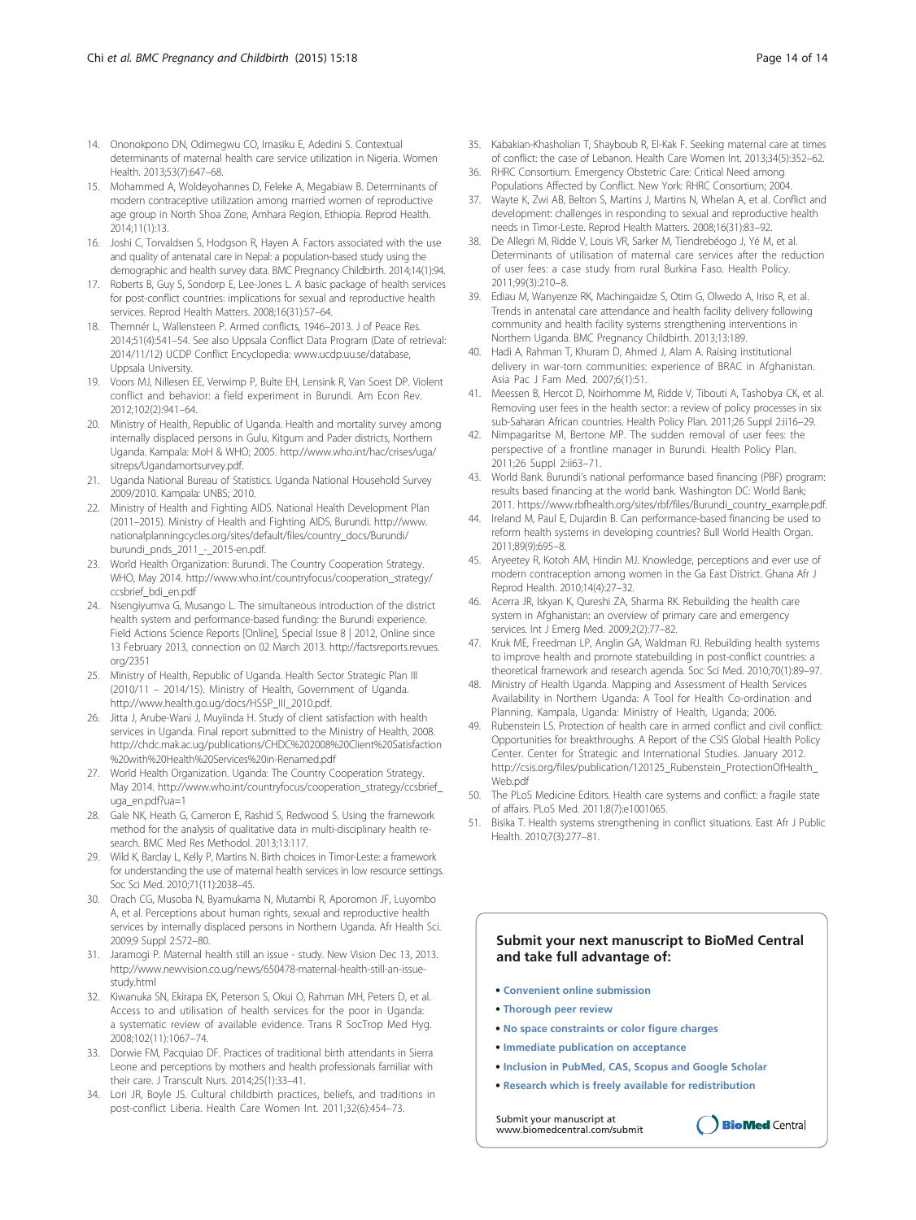14. Ononokpono DN, Odimegwu CO, Imasiku E, Adedini S. Contextual determinants of maternal health care service utilization in Nigeria. Women Health. 2013;53(7):647–68.
15. Mohammed A, Woldeyohannes D, Feleke A, Megabiaw B. Determinants of modern contraceptive utilization among married women of reproductive age group in North Shoa Zone, Amhara Region, Ethiopia. Reprod Health. 2014;11(1):13.
16. Joshi C, Torvaldsen S, Hodgson R, Hayen A. Factors associated with the use and quality of antenatal care in Nepal: a population-based study using the demographic and health survey data. BMC Pregnancy Childbirth. 2014;14(1):94.
17. Roberts B, Guy S, Sondorp E, Lee-Jones L. A basic package of health services for post-conflict countries: implications for sexual and reproductive health services. Reprod Health Matters. 2008;16(31):57–64.
18. Themnér L, Wallensteen P. Armed conflicts, 1946–2013. J of Peace Res. 2014;51(4):541–54. See also Uppsala Conflict Data Program (Date of retrieval: 2014/11/12) UCDP Conflict Encyclopedia: www.ucdp.uu.se/database, Uppsala University.
19. Voors MJ, Nillesen EE, Verwimp P, Bulte EH, Lensink R, Van Soest DP. Violent conflict and behavior: a field experiment in Burundi. Am Econ Rev. 2012;102(2):941–64.
20. Ministry of Health, Republic of Uganda. Health and mortality survey among internally displaced persons in Gulu, Kitgum and Pader districts, Northern Uganda. Kampala: MoH & WHO; 2005. http://www.who.int/hac/crises/uga/sitreps/Ugandamortsurvey.pdf.
21. Uganda National Bureau of Statistics. Uganda National Household Survey 2009/2010. Kampala: UNBS; 2010.
22. Ministry of Health and Fighting AIDS. National Health Development Plan (2011–2015). Ministry of Health and Fighting AIDS, Burundi. http://www.nationalplanningcycles.org/sites/default/files/country_docs/Burundi/burundi_pnds_2011_-_2015-en.pdf.
23. World Health Organization: Burundi. The Country Cooperation Strategy. WHO, May 2014. http://www.who.int/countryfocus/cooperation_strategy/ccsbrief_bdi_en.pdf
24. Nsengiyumva G, Musango L. The simultaneous introduction of the district health system and performance-based funding: the Burundi experience. Field Actions Science Reports [Online], Special Issue 8 | 2012, Online since 13 February 2013, connection on 02 March 2013. http://factsreports.revues.org/2351
25. Ministry of Health, Republic of Uganda. Health Sector Strategic Plan III (2010/11 – 2014/15). Ministry of Health, Government of Uganda. http://www.health.go.ug/docs/HSSP_III_2010.pdf.
26. Jitta J, Arube-Wani J, Muyiinda H. Study of client satisfaction with health services in Uganda. Final report submitted to the Ministry of Health, 2008. http://chdc.mak.ac.ug/publications/CHDC%202008%20Client%20Satisfaction%20with%20Health%20Services%20in-Renamed.pdf
27. World Health Organization. Uganda: The Country Cooperation Strategy. May 2014. http://www.who.int/countryfocus/cooperation_strategy/ccsbrief_uga_en.pdf?ua=1
28. Gale NK, Heath G, Cameron E, Rashid S, Redwood S. Using the framework method for the analysis of qualitative data in multi-disciplinary health research. BMC Med Res Methodol. 2013;13:117.
29. Wild K, Barclay L, Kelly P, Martins N. Birth choices in Timor-Leste: a framework for understanding the use of maternal health services in low resource settings. Soc Sci Med. 2010;71(11):2038–45.
30. Orach CG, Musoba N, Byamukama N, Mutambi R, Aporomon JF, Luyombo A, et al. Perceptions about human rights, sexual and reproductive health services by internally displaced persons in Northern Uganda. Afr Health Sci. 2009;9 Suppl 2:S72–80.
31. Jaramogi P. Maternal health still an issue - study. New Vision Dec 13, 2013. http://www.newvision.co.ug/news/650478-maternal-health-still-an-issue-study.html
32. Kiwanuka SN, Ekirapa EK, Peterson S, Okui O, Rahman MH, Peters D, et al. Access to and utilisation of health services for the poor in Uganda: a systematic review of available evidence. Trans R SocTrop Med Hyg. 2008;102(11):1067–74.
33. Dorwie FM, Pacquiao DF. Practices of traditional birth attendants in Sierra Leone and perceptions by mothers and health professionals familiar with their care. J Transcult Nurs. 2014;25(1):33–41.
34. Lori JR, Boyle JS. Cultural childbirth practices, beliefs, and traditions in post-conflict Liberia. Health Care Women Int. 2011;32(6):454–73.
35. Kabakian-Khasholian T, Shayboub R, El-Kak F. Seeking maternal care at times of conflict: the case of Lebanon. Health Care Women Int. 2013;34(5):352–62.
36. RHRC Consortium. Emergency Obstetric Care: Critical Need among Populations Affected by Conflict. New York: RHRC Consortium; 2004.
37. Wayte K, Zwi AB, Belton S, Martins J, Martins N, Whelan A, et al. Conflict and development: challenges in responding to sexual and reproductive health needs in Timor-Leste. Reprod Health Matters. 2008;16(31):83–92.
38. De Allegri M, Ridde V, Louis VR, Sarker M, Tiendrebéogo J, Yé M, et al. Determinants of utilisation of maternal care services after the reduction of user fees: a case study from rural Burkina Faso. Health Policy. 2011;99(3):210–8.
39. Ediau M, Wanyenze RK, Machingaidze S, Otim G, Olwedo A, Iriso R, et al. Trends in antenatal care attendance and health facility delivery following community and health facility systems strengthening interventions in Northern Uganda. BMC Pregnancy Childbirth. 2013;13:189.
40. Hadi A, Rahman T, Khuram D, Ahmed J, Alam A. Raising institutional delivery in war-torn communities: experience of BRAC in Afghanistan. Asia Pac J Fam Med. 2007;6(1):51.
41. Meessen B, Hercot D, Noirhomme M, Ridde V, Tibouti A, Tashobya CK, et al. Removing user fees in the health sector: a review of policy processes in six sub-Saharan African countries. Health Policy Plan. 2011;26 Suppl 2:ii16–29.
42. Nimpagaritse M, Bertone MP. The sudden removal of user fees: the perspective of a frontline manager in Burundi. Health Policy Plan. 2011;26 Suppl 2:ii63–71.
43. World Bank. Burundi's national performance based financing (PBF) program: results based financing at the world bank. Washington DC: World Bank; 2011. https://www.rbfhealth.org/sites/rbf/files/Burundi_country_example.pdf.
44. Ireland M, Paul E, Dujardin B. Can performance-based financing be used to reform health systems in developing countries? Bull World Health Organ. 2011;89(9):695–8.
45. Aryeetey R, Kotoh AM, Hindin MJ. Knowledge, perceptions and ever use of modern contraception among women in the Ga East District. Ghana Afr J Reprod Health. 2010;14(4):27–32.
46. Acerra JR, Iskyan K, Qureshi ZA, Sharma RK. Rebuilding the health care system in Afghanistan: an overview of primary care and emergency services. Int J Emerg Med. 2009;2(2):77–82.
47. Kruk ME, Freedman LP, Anglin GA, Waldman RJ. Rebuilding health systems to improve health and promote statebuilding in post-conflict countries: a theoretical framework and research agenda. Soc Sci Med. 2010;70(1):89–97.
48. Ministry of Health Uganda. Mapping and Assessment of Health Services Availability in Northern Uganda: A Tool for Health Co-ordination and Planning. Kampala, Uganda: Ministry of Health, Uganda; 2006.
49. Rubenstein LS. Protection of health care in armed conflict and civil conflict: Opportunities for breakthroughs. A Report of the CSIS Global Health Policy Center. Center for Strategic and International Studies. January 2012. http://csis.org/files/publication/120125_Rubenstein_ProtectionOfHealth_Web.pdf
50. The PLoS Medicine Editors. Health care systems and conflict: a fragile state of affairs. PLoS Med. 2011;8(7):e1001065.
51. Bisika T. Health systems strengthening in conflict situations. East Afr J Public Health. 2010;7(3):277–81.

**Submit your next manuscript to BioMed Central and take full advantage of:**

- **Convenient online submission**
- **Thorough peer review**
- **No space constraints or color figure charges**
- **Immediate publication on acceptance**
- **Inclusion in PubMed, CAS, Scopus and Google Scholar**
- **Research which is freely available for redistribution**

Submit your manuscript at
www.biomedcentral.com/submit

BioMed Central